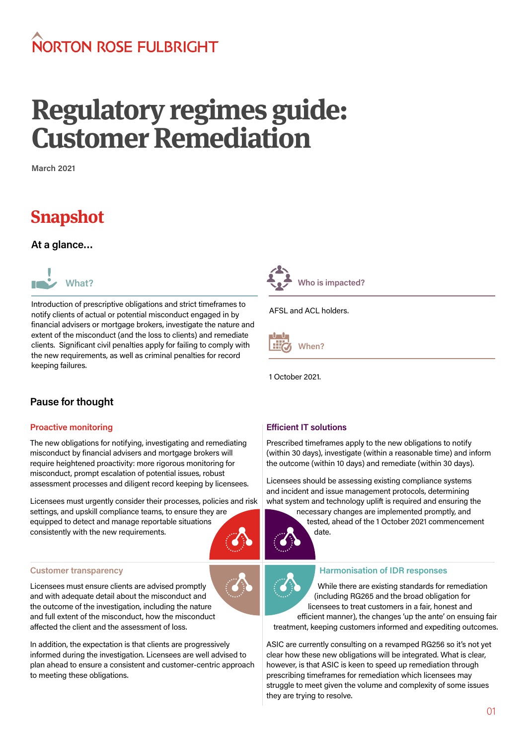NORTON ROSE FULBRIGHT

# Regulatory regimes guide: Customer Remediation

March 2021

## Snapshot

### At a glance...

#### What?

Introduction of prescriptive obligations and strict timeframes to notify clients of actual or potential misconduct engaged in by financial advisers or mortgage brokers, investigate the nature and extent of the misconduct (and the loss to clients) and remediate clients. Significant civil penalties apply for failing to comply with the new requirements, as well as criminal penalties for record keeping failures.

#### Who is impacted?

AFSL and ACL holders.

#### When?

1 October 2021.

### Pause for thought

#### Proactive monitoring

The new obligations for notifying, investigating and remediating misconduct by financial advisers and mortgage brokers will require heightened proactivity: more rigorous monitoring for misconduct, prompt escalation of potential issues, robust assessment processes and diligent record keeping by licensees.

Licensees must urgently consider their processes, policies and risk settings, and upskill compliance teams, to ensure they are equipped to detect and manage reportable situations consistently with the new requirements.

#### Efficient IT solutions

Prescribed timeframes apply to the new obligations to notify (within 30 days), investigate (within a reasonable time) and inform the outcome (within 10 days) and remediate (within 30 days).

Licensees should be assessing existing compliance systems and incident and issue management protocols, determining what system and technology uplift is required and ensuring the necessary changes are implemented promptly, and tested, ahead of the 1 October 2021 commencement date.

#### Customer transparency

Licensees must ensure clients are advised promptly and with adequate detail about the misconduct and the outcome of the investigation, including the nature and full extent of the misconduct, how the misconduct affected the client and the assessment of loss.

In addition, the expectation is that clients are progressively informed during the investigation. Licensees are well advised to plan ahead to ensure a consistent and customer-centric approach to meeting these obligations.

#### Harmonisation of IDR responses

While there are existing standards for remediation (including RG265 and the broad obligation for licensees to treat customers in a fair, honest and efficient manner), the changes 'up the ante' on ensuing fair treatment, keeping customers informed and expediting outcomes.

ASIC are currently consulting on a revamped RG256 so it's not yet clear how these new obligations will be integrated. What is clear, however, is that ASIC is keen to speed up remediation through prescribing timeframes for remediation which licensees may struggle to meet given the volume and complexity of some issues they are trying to resolve.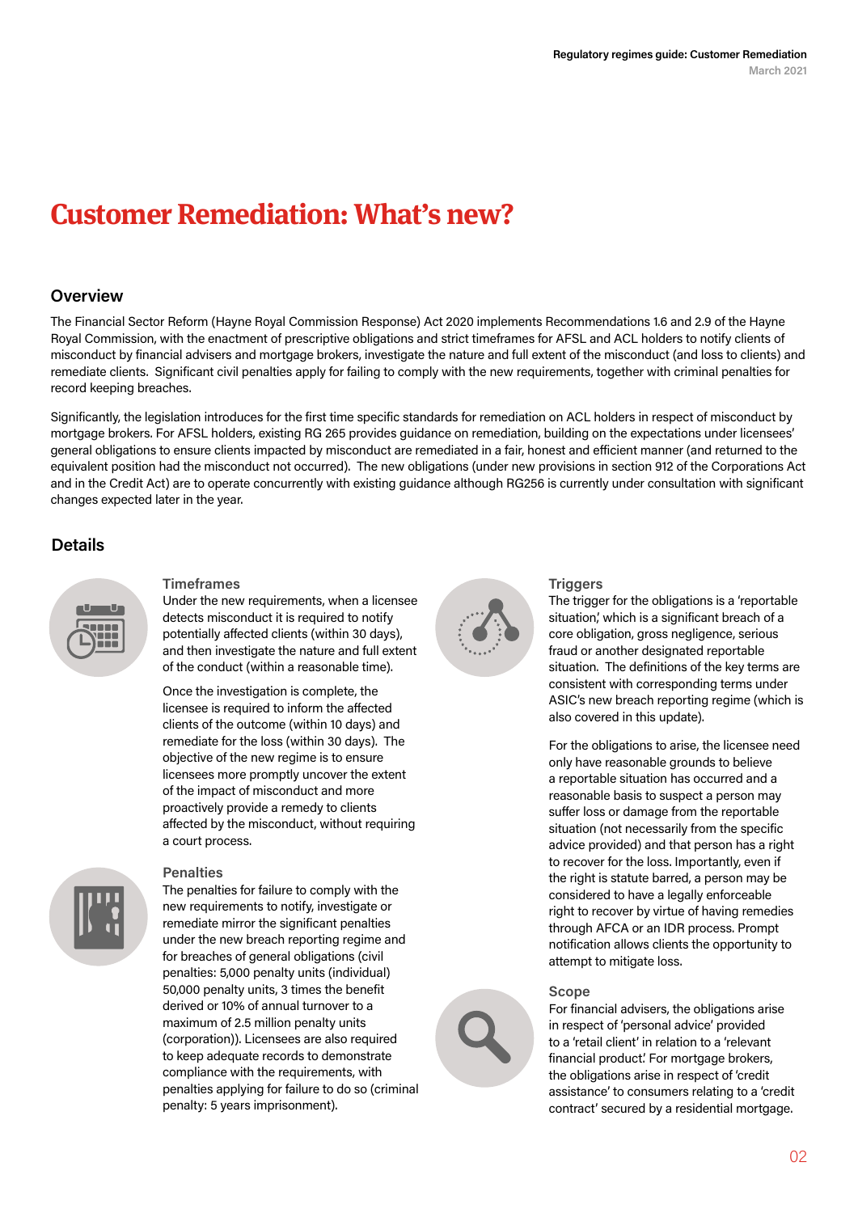# Customer Remediation: What's new?

## Overview

The Financial Sector Reform (Hayne Royal Commission Response) Act 2020 implements Recommendations 1.6 and 2.9 of the Hayne Royal Commission, with the enactment of prescriptive obligations and strict timeframes for AFSL and ACL holders to notify clients of misconduct by financial advisers and mortgage brokers, investigate the nature and full extent of the misconduct (and loss to clients) and remediate clients. Significant civil penalties apply for failing to comply with the new requirements, together with criminal penalties for record keeping breaches.

Significantly, the legislation introduces for the first time specific standards for remediation on ACL holders in respect of misconduct by mortgage brokers. For AFSL holders, existing RG 265 provides guidance on remediation, building on the expectations under licensees' general obligations to ensure clients impacted by misconduct are remediated in a fair, honest and efficient manner (and returned to the equivalent position had the misconduct not occurred). The new obligations (under new provisions in section 912 of the Corporations Act and in the Credit Act) are to operate concurrently with existing guidance although RG256 is currently under consultation with significant changes expected later in the year.

## Details

### Timeframes

Under the new requirements, when a licensee detects misconduct it is required to notify potentially affected clients (within 30 days), and then investigate the nature and full extent of the conduct (within a reasonable time).

Once the investigation is complete, the licensee is required to inform the affected clients of the outcome (within 10 days) and remediate for the loss (within 30 days). The objective of the new regime is to ensure licensees more promptly uncover the extent of the impact of misconduct and more proactively provide a remedy to clients affected by the misconduct, without requiring a court process.

### Penalties

The penalties for failure to comply with the new requirements to notify, investigate or remediate mirror the significant penalties under the new breach reporting regime and for breaches of general obligations (civil penalties: 5,000 penalty units (individual) 50,000 penalty units, 3 times the benefit derived or 10% of annual turnover to a maximum of 2.5 million penalty units (corporation)). Licensees are also required to keep adequate records to demonstrate compliance with the requirements, with penalties applying for failure to do so (criminal penalty: 5 years imprisonment).

### Triggers

The trigger for the obligations is a 'reportable situation', which is a significant breach of a core obligation, gross negligence, serious fraud or another designated reportable situation. The definitions of the key terms are consistent with corresponding terms under ASIC's new breach reporting regime (which is also covered in this update).

For the obligations to arise, the licensee need only have reasonable grounds to believe a reportable situation has occurred and a reasonable basis to suspect a person may suffer loss or damage from the reportable situation (not necessarily from the specific advice provided) and that person has a right to recover for the loss. Importantly, even if the right is statute barred, a person may be considered to have a legally enforceable right to recover by virtue of having remedies through AFCA or an IDR process. Prompt notification allows clients the opportunity to attempt to mitigate loss.

### Scope

For financial advisers, the obligations arise in respect of 'personal advice' provided to a 'retail client' in relation to a 'relevant financial product'. For mortgage brokers, the obligations arise in respect of 'credit assistance' to consumers relating to a 'credit contract' secured by a residential mortgage.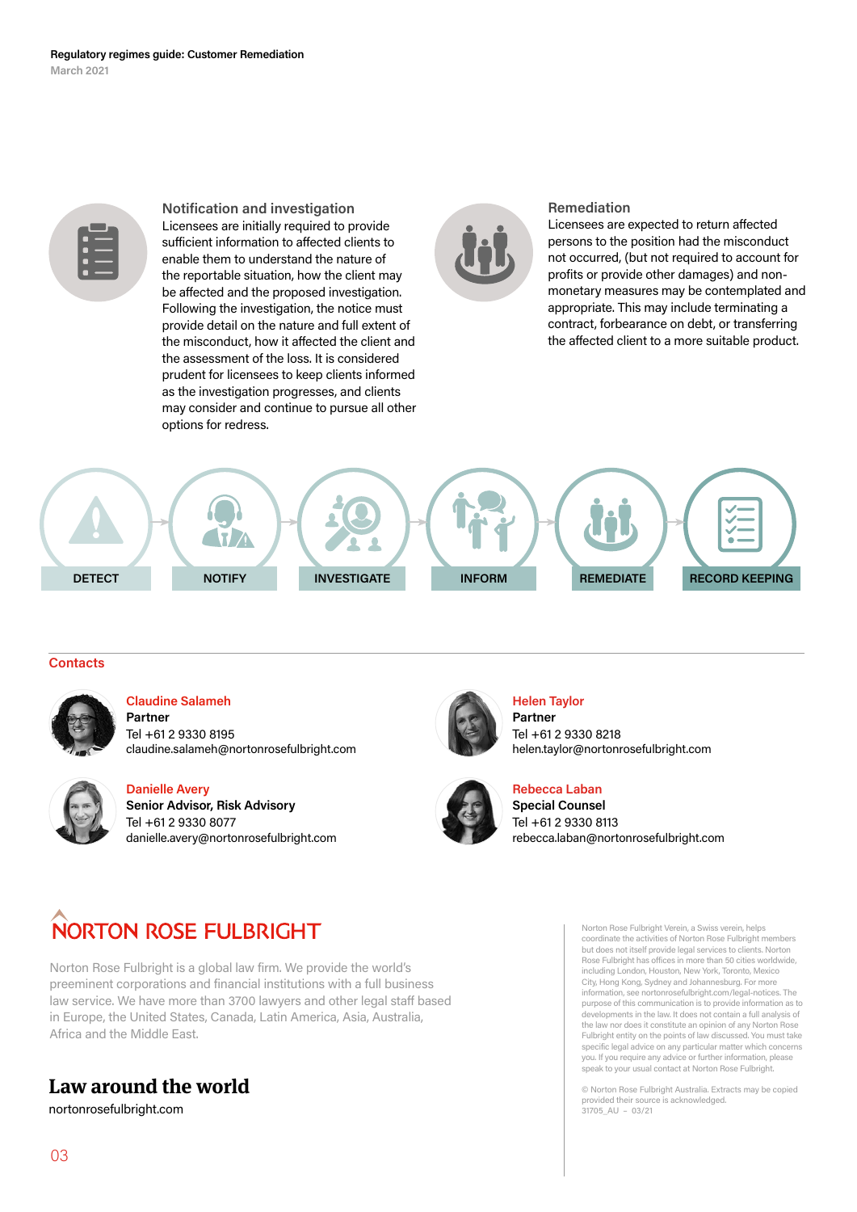### Notification and investigation

Licensees are initially required to provide sufficient information to affected clients to enable them to understand the nature of the reportable situation, how the client may be affected and the proposed investigation. Following the investigation, the notice must provide detail on the nature and full extent of the misconduct, how it affected the client and the assessment of the loss. It is considered prudent for licensees to keep clients informed as the investigation progresses, and clients may consider and continue to pursue all other options for redress.

### Remediation

Licensees are expected to return affected persons to the position had the misconduct not occurred, (but not required to account for profits or provide other damages) and non-monetary measures may be contemplated and appropriate. This may include terminating a contract, forbearance on debt, or transferring the affected client to a more suitable product.

DETECT → NOTIFY → INVESTIGATE → INFORM → REMEDIATE → RECORD KEEPING

## Contacts

**Claudine Salameh**
**Partner**
Tel +61 2 9330 8195
claudine.salameh@nortonrosefulbright.com

**Helen Taylor**
**Partner**
Tel +61 2 9330 8218
helen.taylor@nortonrosefulbright.com

**Danielle Avery**
**Senior Advisor, Risk Advisory**
Tel +61 2 9330 8077
danielle.avery@nortonrosefulbright.com

**Rebecca Laban**
**Special Counsel**
Tel +61 2 9330 8113
rebecca.laban@nortonrosefulbright.com

NORTON ROSE FULBRIGHT

Norton Rose Fulbright is a global law firm. We provide the world's preeminent corporations and financial institutions with a full business law service. We have more than 3700 lawyers and other legal staff based in Europe, the United States, Canada, Latin America, Asia, Australia, Africa and the Middle East.

## Law around the world

nortonrosefulbright.com

Norton Rose Fulbright Verein, a Swiss verein, helps coordinate the activities of Norton Rose Fulbright members but does not itself provide legal services to clients. Norton Rose Fulbright has offices in more than 50 cities worldwide, including London, Houston, New York, Toronto, Mexico City, Hong Kong, Sydney and Johannesburg. For more information, see nortonrosefulbright.com/legal-notices. The purpose of this communication is to provide information as to developments in the law. It does not contain a full analysis of the law nor does it constitute an opinion of any Norton Rose Fulbright entity on the points of law discussed. You must take specific legal advice on any particular matter which concerns you. If you require any advice or further information, please speak to your usual contact at Norton Rose Fulbright.

© Norton Rose Fulbright Australia. Extracts may be copied provided their source is acknowledged.
31705_AU – 03/21